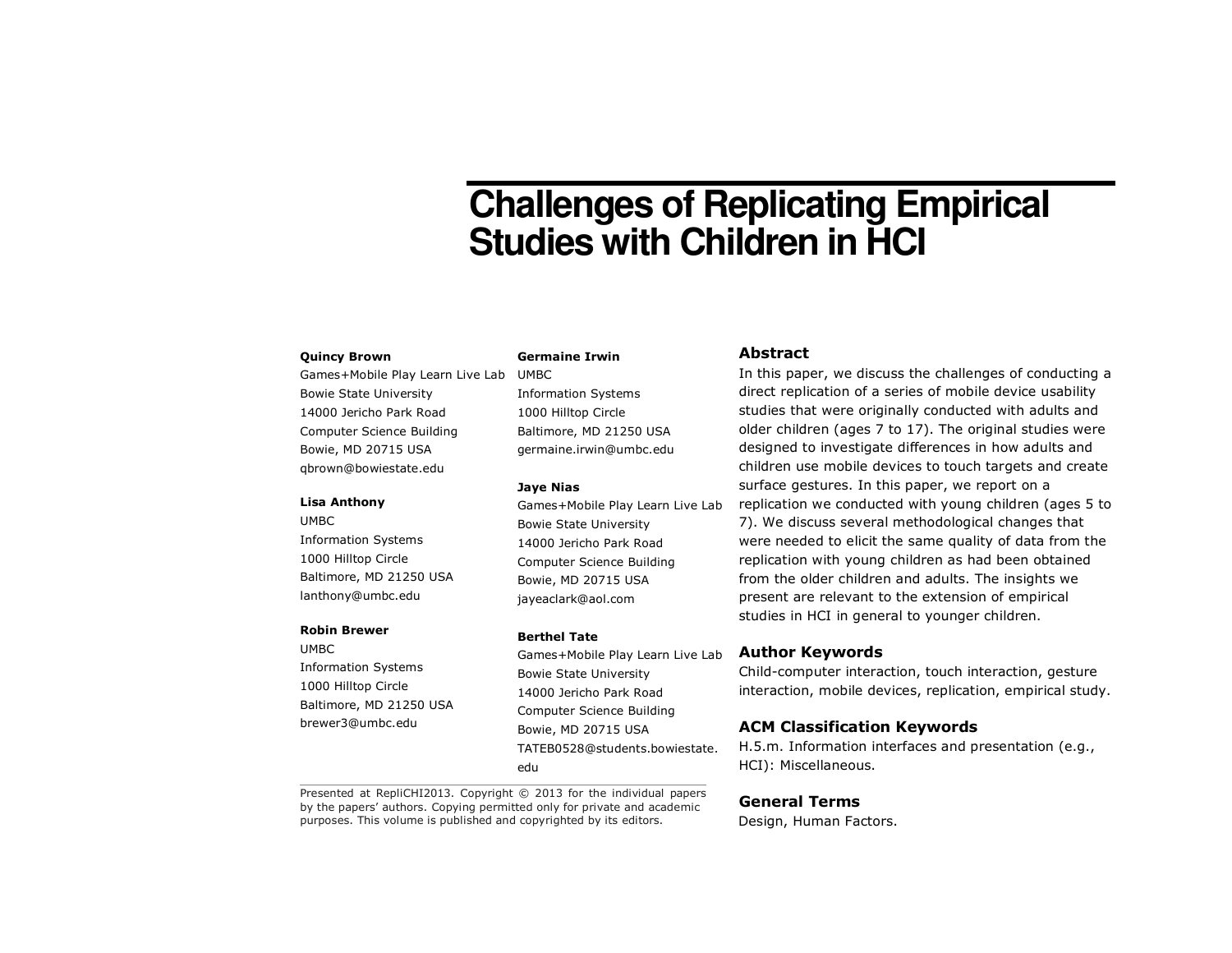# Challenges of Replicating Empirical Studies with Children in HCI

**Quincy Brown**
Games+Mobile Play Learn Live Lab
Bowie State University
14000 Jericho Park Road
Computer Science Building
Bowie, MD 20715 USA
qbrown@bowiestate.edu

**Lisa Anthony**
UMBC
Information Systems
1000 Hilltop Circle
Baltimore, MD 21250 USA
lanthony@umbc.edu

**Robin Brewer**
UMBC
Information Systems
1000 Hilltop Circle
Baltimore, MD 21250 USA
brewer3@umbc.edu

**Germaine Irwin**
UMBC
Information Systems
1000 Hilltop Circle
Baltimore, MD 21250 USA
germaine.irwin@umbc.edu

**Jaye Nias**
Games+Mobile Play Learn Live Lab
Bowie State University
14000 Jericho Park Road
Computer Science Building
Bowie, MD 20715 USA
jayeaclark@aol.com

**Berthel Tate**
Games+Mobile Play Learn Live Lab
Bowie State University
14000 Jericho Park Road
Computer Science Building
Bowie, MD 20715 USA
TATEB0528@students.bowiestate.edu

Presented at RepliCHI2013. Copyright © 2013 for the individual papers by the papers' authors. Copying permitted only for private and academic purposes. This volume is published and copyrighted by its editors.

## Abstract

In this paper, we discuss the challenges of conducting a direct replication of a series of mobile device usability studies that were originally conducted with adults and older children (ages 7 to 17). The original studies were designed to investigate differences in how adults and children use mobile devices to touch targets and create surface gestures. In this paper, we report on a replication we conducted with young children (ages 5 to 7). We discuss several methodological changes that were needed to elicit the same quality of data from the replication with young children as had been obtained from the older children and adults. The insights we present are relevant to the extension of empirical studies in HCI in general to younger children.

## Author Keywords

Child-computer interaction, touch interaction, gesture interaction, mobile devices, replication, empirical study.

## ACM Classification Keywords

H.5.m. Information interfaces and presentation (e.g., HCI): Miscellaneous.

## General Terms

Design, Human Factors.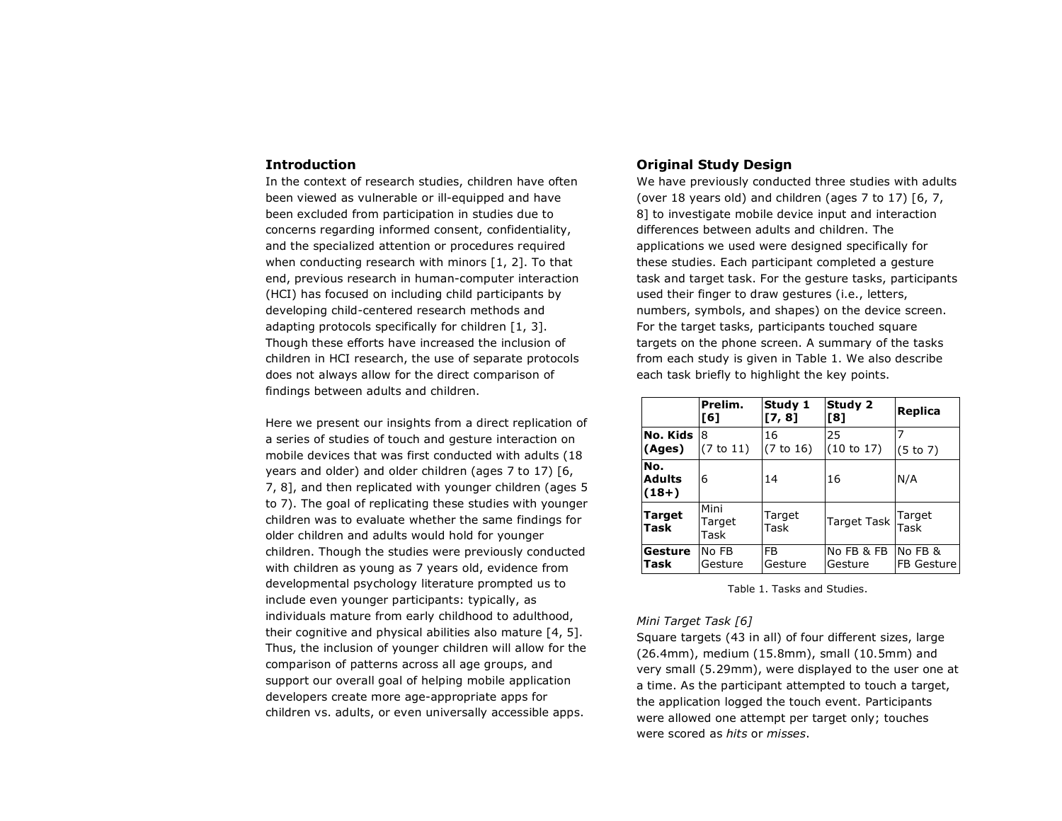## Introduction

In the context of research studies, children have often been viewed as vulnerable or ill-equipped and have been excluded from participation in studies due to concerns regarding informed consent, confidentiality, and the specialized attention or procedures required when conducting research with minors [1, 2]. To that end, previous research in human-computer interaction (HCI) has focused on including child participants by developing child-centered research methods and adapting protocols specifically for children [1, 3]. Though these efforts have increased the inclusion of children in HCI research, the use of separate protocols does not always allow for the direct comparison of findings between adults and children.

Here we present our insights from a direct replication of a series of studies of touch and gesture interaction on mobile devices that was first conducted with adults (18 years and older) and older children (ages 7 to 17) [6, 7, 8], and then replicated with younger children (ages 5 to 7). The goal of replicating these studies with younger children was to evaluate whether the same findings for older children and adults would hold for younger children. Though the studies were previously conducted with children as young as 7 years old, evidence from developmental psychology literature prompted us to include even younger participants: typically, as individuals mature from early childhood to adulthood, their cognitive and physical abilities also mature [4, 5]. Thus, the inclusion of younger children will allow for the comparison of patterns across all age groups, and support our overall goal of helping mobile application developers create more age-appropriate apps for children vs. adults, or even universally accessible apps.

## Original Study Design

We have previously conducted three studies with adults (over 18 years old) and children (ages 7 to 17) [6, 7, 8] to investigate mobile device input and interaction differences between adults and children. The applications we used were designed specifically for these studies. Each participant completed a gesture task and target task. For the gesture tasks, participants used their finger to draw gestures (i.e., letters, numbers, symbols, and shapes) on the device screen. For the target tasks, participants touched square targets on the phone screen. A summary of the tasks from each study is given in Table 1. We also describe each task briefly to highlight the key points.

| | **Prelim. [6]** | **Study 1 [7, 8]** | **Study 2 [8]** | **Replica** |
|---|---|---|---|---|
| **No. Kids (Ages)** | 8 (7 to 11) | 16 (7 to 16) | 25 (10 to 17) | 7 (5 to 7) |
| **No. Adults (18+)** | 6 | 14 | 16 | N/A |
| **Target Task** | Mini Target Task | Target Task | Target Task | Target Task |
| **Gesture Task** | No FB Gesture | FB Gesture | No FB & FB Gesture | No FB & FB Gesture |

Table 1. Tasks and Studies.

*Mini Target Task [6]*

Square targets (43 in all) of four different sizes, large (26.4mm), medium (15.8mm), small (10.5mm) and very small (5.29mm), were displayed to the user one at a time. As the participant attempted to touch a target, the application logged the touch event. Participants were allowed one attempt per target only; touches were scored as *hits* or *misses*.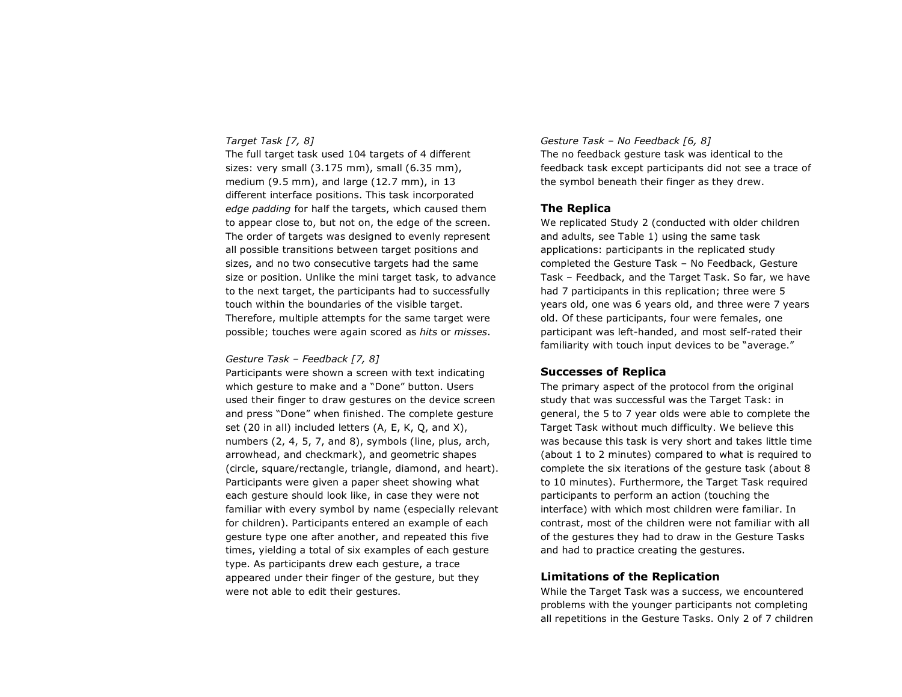*Target Task [7, 8]*

The full target task used 104 targets of 4 different sizes: very small (3.175 mm), small (6.35 mm), medium (9.5 mm), and large (12.7 mm), in 13 different interface positions. This task incorporated *edge padding* for half the targets, which caused them to appear close to, but not on, the edge of the screen. The order of targets was designed to evenly represent all possible transitions between target positions and sizes, and no two consecutive targets had the same size or position. Unlike the mini target task, to advance to the next target, the participants had to successfully touch within the boundaries of the visible target. Therefore, multiple attempts for the same target were possible; touches were again scored as *hits* or *misses*.

*Gesture Task – Feedback [7, 8]*

Participants were shown a screen with text indicating which gesture to make and a "Done" button. Users used their finger to draw gestures on the device screen and press "Done" when finished. The complete gesture set (20 in all) included letters (A, E, K, Q, and X), numbers (2, 4, 5, 7, and 8), symbols (line, plus, arch, arrowhead, and checkmark), and geometric shapes (circle, square/rectangle, triangle, diamond, and heart). Participants were given a paper sheet showing what each gesture should look like, in case they were not familiar with every symbol by name (especially relevant for children). Participants entered an example of each gesture type one after another, and repeated this five times, yielding a total of six examples of each gesture type. As participants drew each gesture, a trace appeared under their finger of the gesture, but they were not able to edit their gestures.

*Gesture Task – No Feedback [6, 8]*

The no feedback gesture task was identical to the feedback task except participants did not see a trace of the symbol beneath their finger as they drew.

## The Replica

We replicated Study 2 (conducted with older children and adults, see Table 1) using the same task applications: participants in the replicated study completed the Gesture Task – No Feedback, Gesture Task – Feedback, and the Target Task. So far, we have had 7 participants in this replication; three were 5 years old, one was 6 years old, and three were 7 years old. Of these participants, four were females, one participant was left-handed, and most self-rated their familiarity with touch input devices to be "average."

## Successes of Replica

The primary aspect of the protocol from the original study that was successful was the Target Task: in general, the 5 to 7 year olds were able to complete the Target Task without much difficulty. We believe this was because this task is very short and takes little time (about 1 to 2 minutes) compared to what is required to complete the six iterations of the gesture task (about 8 to 10 minutes). Furthermore, the Target Task required participants to perform an action (touching the interface) with which most children were familiar. In contrast, most of the children were not familiar with all of the gestures they had to draw in the Gesture Tasks and had to practice creating the gestures.

## Limitations of the Replication

While the Target Task was a success, we encountered problems with the younger participants not completing all repetitions in the Gesture Tasks. Only 2 of 7 children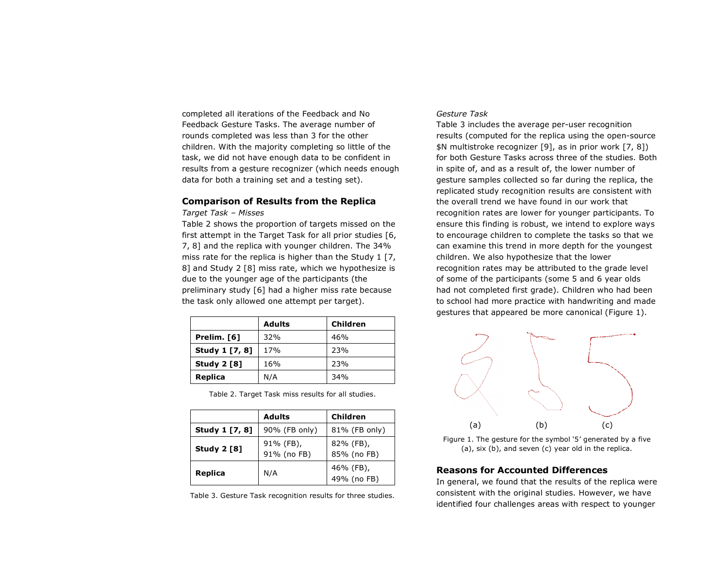completed all iterations of the Feedback and No Feedback Gesture Tasks. The average number of rounds completed was less than 3 for the other children. With the majority completing so little of the task, we did not have enough data to be confident in results from a gesture recognizer (which needs enough data for both a training set and a testing set).

## Comparison of Results from the Replica

*Target Task – Misses*

Table 2 shows the proportion of targets missed on the first attempt in the Target Task for all prior studies [6, 7, 8] and the replica with younger children. The 34% miss rate for the replica is higher than the Study 1 [7, 8] and Study 2 [8] miss rate, which we hypothesize is due to the younger age of the participants (the preliminary study [6] had a higher miss rate because the task only allowed one attempt per target).

| | Adults | Children |
|---|---|---|
| **Prelim. [6]** | 32% | 46% |
| **Study 1 [7, 8]** | 17% | 23% |
| **Study 2 [8]** | 16% | 23% |
| **Replica** | N/A | 34% |

Table 2. Target Task miss results for all studies.

| | Adults | Children |
|---|---|---|
| **Study 1 [7, 8]** | 90% (FB only) | 81% (FB only) |
| **Study 2 [8]** | 91% (FB), 91% (no FB) | 82% (FB), 85% (no FB) |
| **Replica** | N/A | 46% (FB), 49% (no FB) |

Table 3. Gesture Task recognition results for three studies.

*Gesture Task*

Table 3 includes the average per-user recognition results (computed for the replica using the open-source $N multistroke recognizer [9], as in prior work [7, 8]) for both Gesture Tasks across three of the studies. Both in spite of, and as a result of, the lower number of gesture samples collected so far during the replica, the replicated study recognition results are consistent with the overall trend we have found in our work that recognition rates are lower for younger participants. To ensure this finding is robust, we intend to explore ways to encourage children to complete the tasks so that we can examine this trend in more depth for the youngest children. We also hypothesize that the lower recognition rates may be attributed to the grade level of some of the participants (some 5 and 6 year olds had not completed first grade). Children who had been to school had more practice with handwriting and made gestures that appeared be more canonical (Figure 1).

(a) (b) (c)

Figure 1. The gesture for the symbol '5' generated by a five (a), six (b), and seven (c) year old in the replica.

## Reasons for Accounted Differences

In general, we found that the results of the replica were consistent with the original studies. However, we have identified four challenges areas with respect to younger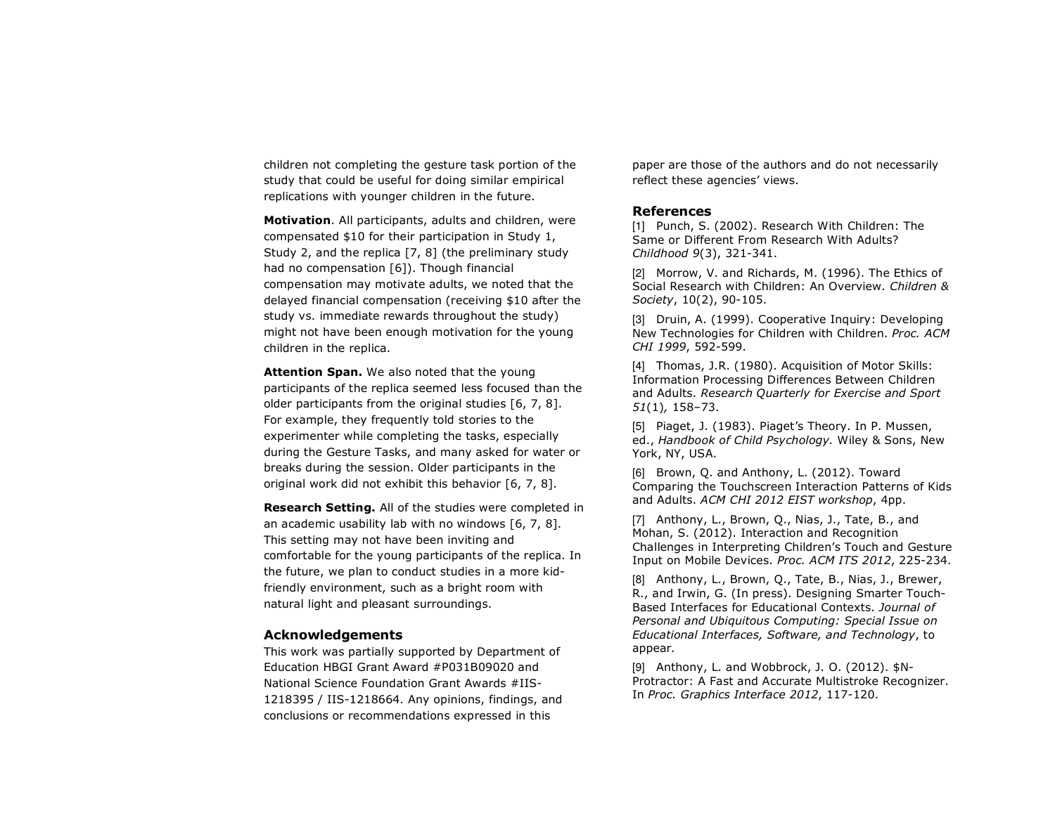children not completing the gesture task portion of the study that could be useful for doing similar empirical replications with younger children in the future.

**Motivation**. All participants, adults and children, were compensated $10 for their participation in Study 1, Study 2, and the replica [7, 8] (the preliminary study had no compensation [6]). Though financial compensation may motivate adults, we noted that the delayed financial compensation (receiving $10 after the study vs. immediate rewards throughout the study) might not have been enough motivation for the young children in the replica.

**Attention Span.** We also noted that the young participants of the replica seemed less focused than the older participants from the original studies [6, 7, 8]. For example, they frequently told stories to the experimenter while completing the tasks, especially during the Gesture Tasks, and many asked for water or breaks during the session. Older participants in the original work did not exhibit this behavior [6, 7, 8].

**Research Setting.** All of the studies were completed in an academic usability lab with no windows [6, 7, 8]. This setting may not have been inviting and comfortable for the young participants of the replica. In the future, we plan to conduct studies in a more kid-friendly environment, such as a bright room with natural light and pleasant surroundings.

## Acknowledgements

This work was partially supported by Department of Education HBGI Grant Award #P031B09020 and National Science Foundation Grant Awards #IIS-1218395 / IIS-1218664. Any opinions, findings, and conclusions or recommendations expressed in this paper are those of the authors and do not necessarily reflect these agencies' views.

## References

[1] Punch, S. (2002). Research With Children: The Same or Different From Research With Adults? *Childhood 9*(3), 321-341.

[2] Morrow, V. and Richards, M. (1996). The Ethics of Social Research with Children: An Overview. *Children & Society*, 10(2), 90-105.

[3] Druin, A. (1999). Cooperative Inquiry: Developing New Technologies for Children with Children. *Proc. ACM CHI 1999*, 592-599.

[4] Thomas, J.R. (1980). Acquisition of Motor Skills: Information Processing Differences Between Children and Adults. *Research Quarterly for Exercise and Sport 51*(1), 158–73.

[5] Piaget, J. (1983). Piaget's Theory. In P. Mussen, ed., *Handbook of Child Psychology.* Wiley & Sons, New York, NY, USA.

[6] Brown, Q. and Anthony, L. (2012). Toward Comparing the Touchscreen Interaction Patterns of Kids and Adults. *ACM CHI 2012 EIST workshop*, 4pp.

[7] Anthony, L., Brown, Q., Nias, J., Tate, B., and Mohan, S. (2012). Interaction and Recognition Challenges in Interpreting Children's Touch and Gesture Input on Mobile Devices. *Proc. ACM ITS 2012*, 225-234.

[8] Anthony, L., Brown, Q., Tate, B., Nias, J., Brewer, R., and Irwin, G. (In press). Designing Smarter Touch-Based Interfaces for Educational Contexts. *Journal of Personal and Ubiquitous Computing: Special Issue on Educational Interfaces, Software, and Technology*, to appear.

[9] Anthony, L. and Wobbrock, J. O. (2012). $N-Protractor: A Fast and Accurate Multistroke Recognizer. In *Proc. Graphics Interface 2012*, 117-120.